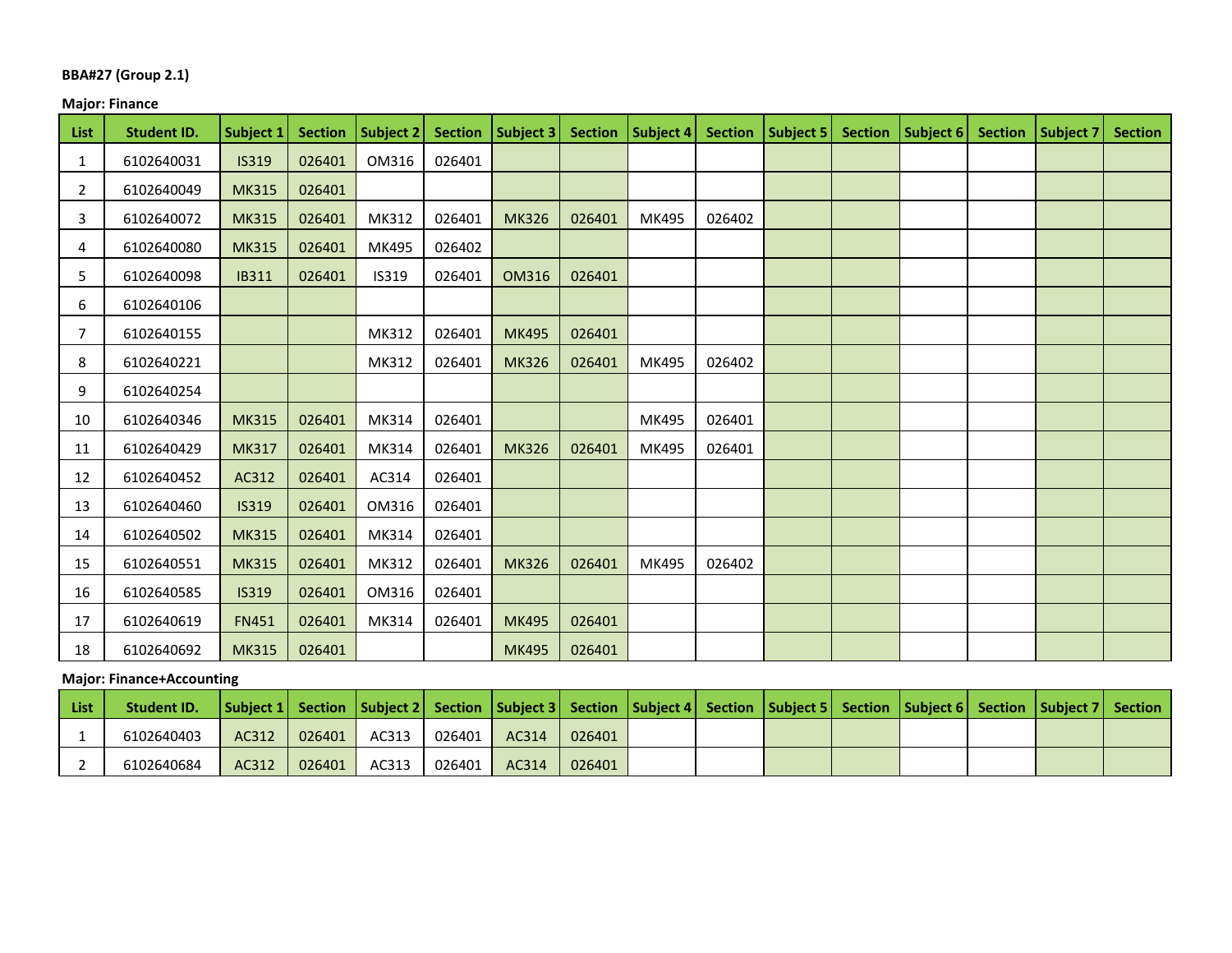**BBA#27 (Group 2.1)**

**Major: Finance**

| List | Student ID. | Subject 1 | Section | Subject 2 | Section | Subject 3 | Section | Subject 4 | Section | Subject 5 | Section | Subject 6 | Section | Subject 7 | Section |
|---|---|---|---|---|---|---|---|---|---|---|---|---|---|---|---|
| 1 | 6102640031 | IS319 | 026401 | OM316 | 026401 | | | | | | | | | | |
| 2 | 6102640049 | MK315 | 026401 | | | | | | | | | | | | |
| 3 | 6102640072 | MK315 | 026401 | MK312 | 026401 | MK326 | 026401 | MK495 | 026402 | | | | | | |
| 4 | 6102640080 | MK315 | 026401 | MK495 | 026402 | | | | | | | | | | |
| 5 | 6102640098 | IB311 | 026401 | IS319 | 026401 | OM316 | 026401 | | | | | | | | |
| 6 | 6102640106 | | | | | | | | | | | | | | |
| 7 | 6102640155 | | | MK312 | 026401 | MK495 | 026401 | | | | | | | | |
| 8 | 6102640221 | | | MK312 | 026401 | MK326 | 026401 | MK495 | 026402 | | | | | | |
| 9 | 6102640254 | | | | | | | | | | | | | | |
| 10 | 6102640346 | MK315 | 026401 | MK314 | 026401 | | | MK495 | 026401 | | | | | | |
| 11 | 6102640429 | MK317 | 026401 | MK314 | 026401 | MK326 | 026401 | MK495 | 026401 | | | | | | |
| 12 | 6102640452 | AC312 | 026401 | AC314 | 026401 | | | | | | | | | | |
| 13 | 6102640460 | IS319 | 026401 | OM316 | 026401 | | | | | | | | | | |
| 14 | 6102640502 | MK315 | 026401 | MK314 | 026401 | | | | | | | | | | |
| 15 | 6102640551 | MK315 | 026401 | MK312 | 026401 | MK326 | 026401 | MK495 | 026402 | | | | | | |
| 16 | 6102640585 | IS319 | 026401 | OM316 | 026401 | | | | | | | | | | |
| 17 | 6102640619 | FN451 | 026401 | MK314 | 026401 | MK495 | 026401 | | | | | | | | |
| 18 | 6102640692 | MK315 | 026401 | | | MK495 | 026401 | | | | | | | | |

**Major: Finance+Accounting**

| List | Student ID. | Subject 1 | Section | Subject 2 | Section | Subject 3 | Section | Subject 4 | Section | Subject 5 | Section | Subject 6 | Section | Subject 7 | Section |
|---|---|---|---|---|---|---|---|---|---|---|---|---|---|---|---|
| 1 | 6102640403 | AC312 | 026401 | AC313 | 026401 | AC314 | 026401 | | | | | | | | |
| 2 | 6102640684 | AC312 | 026401 | AC313 | 026401 | AC314 | 026401 | | | | | | | | |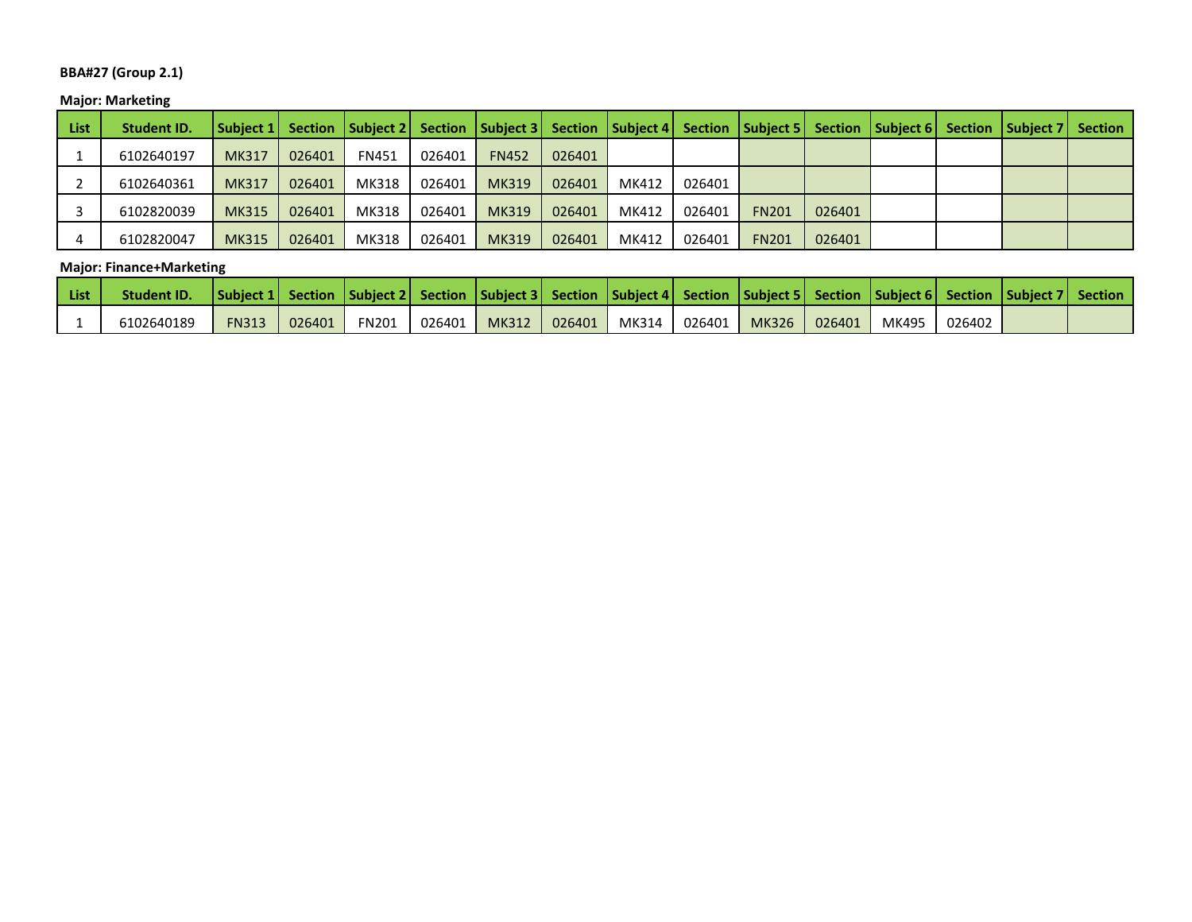**BBA#27 (Group 2.1)**

**Major: Marketing**

| List | Student ID. | Subject 1 | Section | Subject 2 | Section | Subject 3 | Section | Subject 4 | Section | Subject 5 | Section | Subject 6 | Section | Subject 7 | Section |
|---|---|---|---|---|---|---|---|---|---|---|---|---|---|---|---|
| 1 | 6102640197 | MK317 | 026401 | FN451 | 026401 | FN452 | 026401 | | | | | | | | |
| 2 | 6102640361 | MK317 | 026401 | MK318 | 026401 | MK319 | 026401 | MK412 | 026401 | | | | | | |
| 3 | 6102820039 | MK315 | 026401 | MK318 | 026401 | MK319 | 026401 | MK412 | 026401 | FN201 | 026401 | | | | |
| 4 | 6102820047 | MK315 | 026401 | MK318 | 026401 | MK319 | 026401 | MK412 | 026401 | FN201 | 026401 | | | | |

**Major: Finance+Marketing**

| List | Student ID. | Subject 1 | Section | Subject 2 | Section | Subject 3 | Section | Subject 4 | Section | Subject 5 | Section | Subject 6 | Section | Subject 7 | Section |
|---|---|---|---|---|---|---|---|---|---|---|---|---|---|---|---|
| 1 | 6102640189 | FN313 | 026401 | FN201 | 026401 | MK312 | 026401 | MK314 | 026401 | MK326 | 026401 | MK495 | 026402 | | |